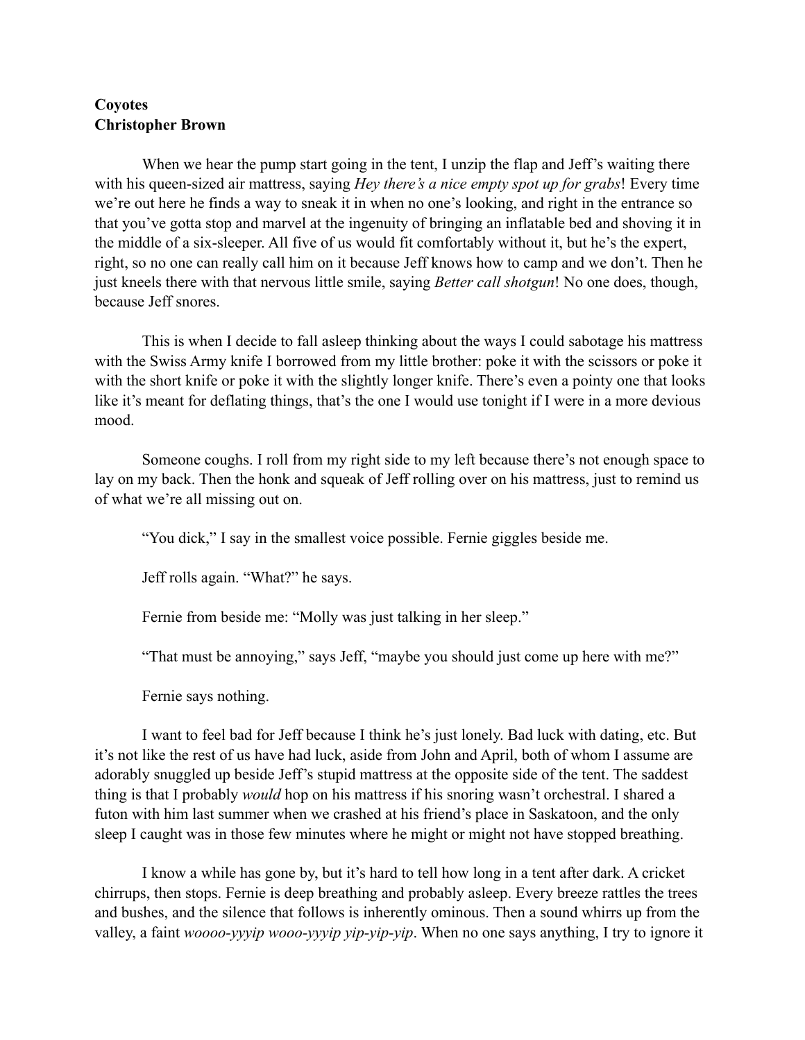**Coyotes**
**Christopher Brown**

When we hear the pump start going in the tent, I unzip the flap and Jeff's waiting there with his queen-sized air mattress, saying *Hey there's a nice empty spot up for grabs*! Every time we're out here he finds a way to sneak it in when no one's looking, and right in the entrance so that you've gotta stop and marvel at the ingenuity of bringing an inflatable bed and shoving it in the middle of a six-sleeper. All five of us would fit comfortably without it, but he's the expert, right, so no one can really call him on it because Jeff knows how to camp and we don't. Then he just kneels there with that nervous little smile, saying *Better call shotgun*! No one does, though, because Jeff snores.

This is when I decide to fall asleep thinking about the ways I could sabotage his mattress with the Swiss Army knife I borrowed from my little brother: poke it with the scissors or poke it with the short knife or poke it with the slightly longer knife. There's even a pointy one that looks like it's meant for deflating things, that's the one I would use tonight if I were in a more devious mood.

Someone coughs. I roll from my right side to my left because there's not enough space to lay on my back. Then the honk and squeak of Jeff rolling over on his mattress, just to remind us of what we're all missing out on.

"You dick," I say in the smallest voice possible. Fernie giggles beside me.

Jeff rolls again. "What?" he says.

Fernie from beside me: "Molly was just talking in her sleep."

"That must be annoying," says Jeff, "maybe you should just come up here with me?"

Fernie says nothing.

I want to feel bad for Jeff because I think he's just lonely. Bad luck with dating, etc. But it's not like the rest of us have had luck, aside from John and April, both of whom I assume are adorably snuggled up beside Jeff's stupid mattress at the opposite side of the tent. The saddest thing is that I probably *would* hop on his mattress if his snoring wasn't orchestral. I shared a futon with him last summer when we crashed at his friend's place in Saskatoon, and the only sleep I caught was in those few minutes where he might or might not have stopped breathing.

I know a while has gone by, but it's hard to tell how long in a tent after dark. A cricket chirrups, then stops. Fernie is deep breathing and probably asleep. Every breeze rattles the trees and bushes, and the silence that follows is inherently ominous. Then a sound whirrs up from the valley, a faint *woooo-yyyip wooo-yyyip yip-yip-yip*. When no one says anything, I try to ignore it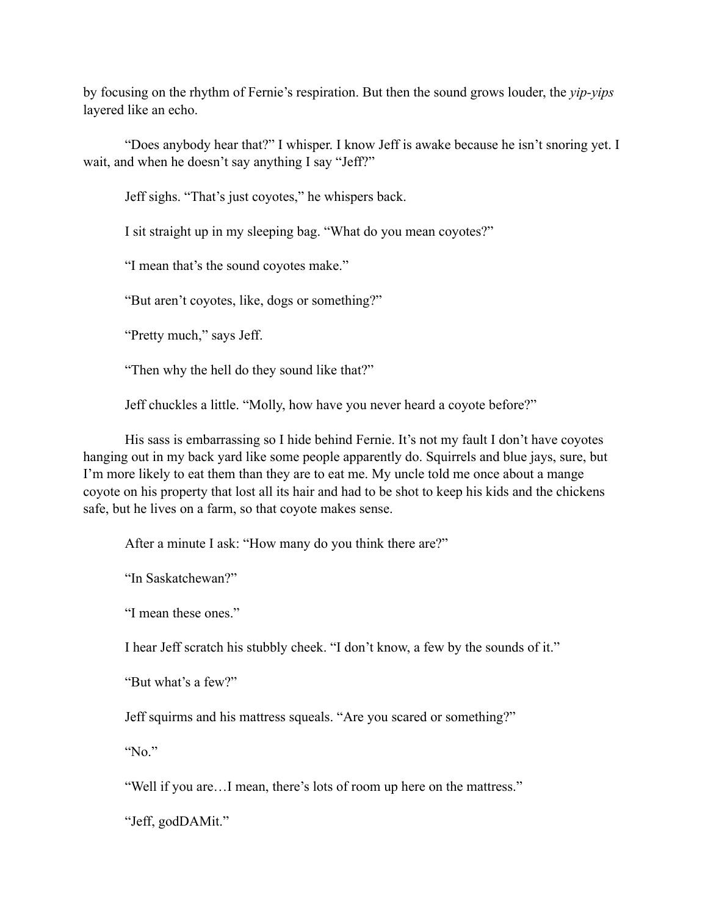by focusing on the rhythm of Fernie's respiration. But then the sound grows louder, the *yip-yips* layered like an echo.

"Does anybody hear that?" I whisper. I know Jeff is awake because he isn't snoring yet. I wait, and when he doesn't say anything I say "Jeff?"

Jeff sighs. "That's just coyotes," he whispers back.

I sit straight up in my sleeping bag. "What do you mean coyotes?"

"I mean that's the sound coyotes make."

"But aren't coyotes, like, dogs or something?"

"Pretty much," says Jeff.

"Then why the hell do they sound like that?"

Jeff chuckles a little. "Molly, how have you never heard a coyote before?"

His sass is embarrassing so I hide behind Fernie. It's not my fault I don't have coyotes hanging out in my back yard like some people apparently do. Squirrels and blue jays, sure, but I'm more likely to eat them than they are to eat me. My uncle told me once about a mange coyote on his property that lost all its hair and had to be shot to keep his kids and the chickens safe, but he lives on a farm, so that coyote makes sense.

After a minute I ask: "How many do you think there are?"

"In Saskatchewan?"

"I mean these ones."

I hear Jeff scratch his stubbly cheek. "I don't know, a few by the sounds of it."

"But what's a few?"

Jeff squirms and his mattress squeals. "Are you scared or something?"

"No."

"Well if you are…I mean, there's lots of room up here on the mattress."

"Jeff, godDAMit."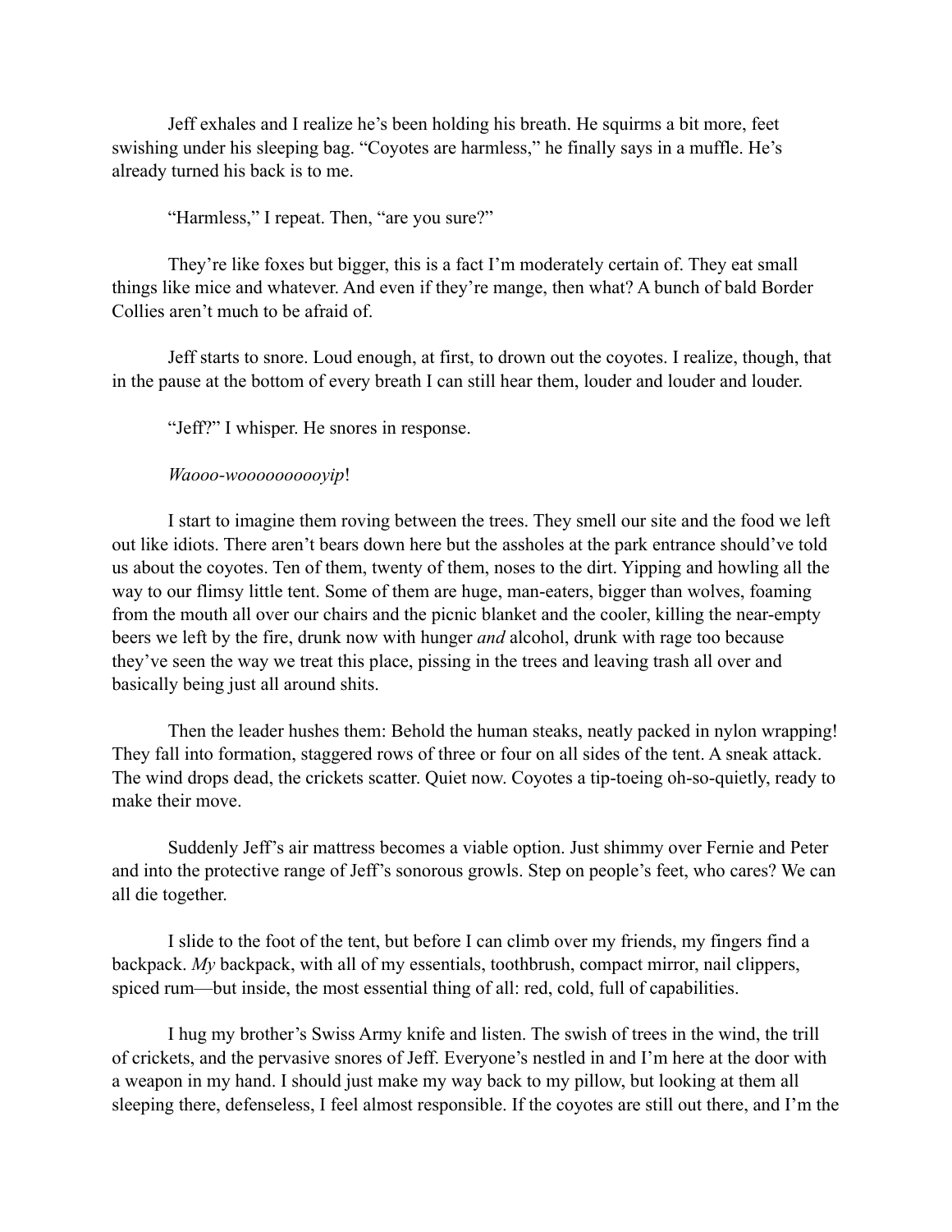Jeff exhales and I realize he's been holding his breath. He squirms a bit more, feet swishing under his sleeping bag. "Coyotes are harmless," he finally says in a muffle. He's already turned his back is to me.

"Harmless," I repeat. Then, "are you sure?"

They're like foxes but bigger, this is a fact I'm moderately certain of. They eat small things like mice and whatever. And even if they're mange, then what? A bunch of bald Border Collies aren't much to be afraid of.

Jeff starts to snore. Loud enough, at first, to drown out the coyotes. I realize, though, that in the pause at the bottom of every breath I can still hear them, louder and louder and louder.

"Jeff?" I whisper. He snores in response.

*Waooo-wooooooooooyip*!

I start to imagine them roving between the trees. They smell our site and the food we left out like idiots. There aren't bears down here but the assholes at the park entrance should've told us about the coyotes. Ten of them, twenty of them, noses to the dirt. Yipping and howling all the way to our flimsy little tent. Some of them are huge, man-eaters, bigger than wolves, foaming from the mouth all over our chairs and the picnic blanket and the cooler, killing the near-empty beers we left by the fire, drunk now with hunger *and* alcohol, drunk with rage too because they've seen the way we treat this place, pissing in the trees and leaving trash all over and basically being just all around shits.

Then the leader hushes them: Behold the human steaks, neatly packed in nylon wrapping! They fall into formation, staggered rows of three or four on all sides of the tent. A sneak attack. The wind drops dead, the crickets scatter. Quiet now. Coyotes a tip-toeing oh-so-quietly, ready to make their move.

Suddenly Jeff's air mattress becomes a viable option. Just shimmy over Fernie and Peter and into the protective range of Jeff's sonorous growls. Step on people's feet, who cares? We can all die together.

I slide to the foot of the tent, but before I can climb over my friends, my fingers find a backpack. *My* backpack, with all of my essentials, toothbrush, compact mirror, nail clippers, spiced rum—but inside, the most essential thing of all: red, cold, full of capabilities.

I hug my brother's Swiss Army knife and listen. The swish of trees in the wind, the trill of crickets, and the pervasive snores of Jeff. Everyone's nestled in and I'm here at the door with a weapon in my hand. I should just make my way back to my pillow, but looking at them all sleeping there, defenseless, I feel almost responsible. If the coyotes are still out there, and I'm the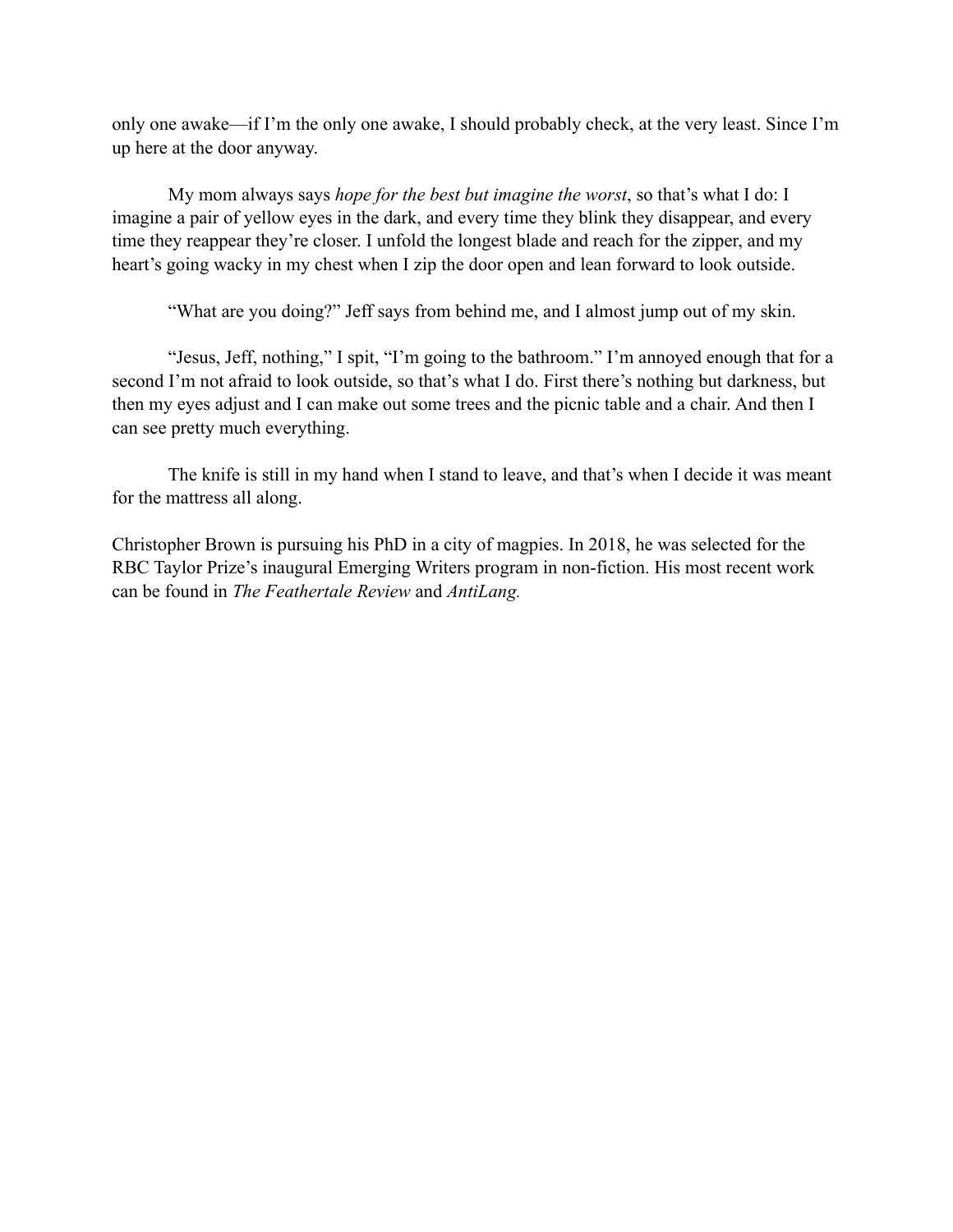only one awake—if I'm the only one awake, I should probably check, at the very least. Since I'm up here at the door anyway.

My mom always says *hope for the best but imagine the worst*, so that's what I do: I imagine a pair of yellow eyes in the dark, and every time they blink they disappear, and every time they reappear they're closer. I unfold the longest blade and reach for the zipper, and my heart's going wacky in my chest when I zip the door open and lean forward to look outside.

"What are you doing?" Jeff says from behind me, and I almost jump out of my skin.

"Jesus, Jeff, nothing," I spit, "I'm going to the bathroom." I'm annoyed enough that for a second I'm not afraid to look outside, so that's what I do. First there's nothing but darkness, but then my eyes adjust and I can make out some trees and the picnic table and a chair. And then I can see pretty much everything.

The knife is still in my hand when I stand to leave, and that's when I decide it was meant for the mattress all along.

Christopher Brown is pursuing his PhD in a city of magpies. In 2018, he was selected for the RBC Taylor Prize's inaugural Emerging Writers program in non-fiction. His most recent work can be found in *The Feathertale Review* and *AntiLang.*